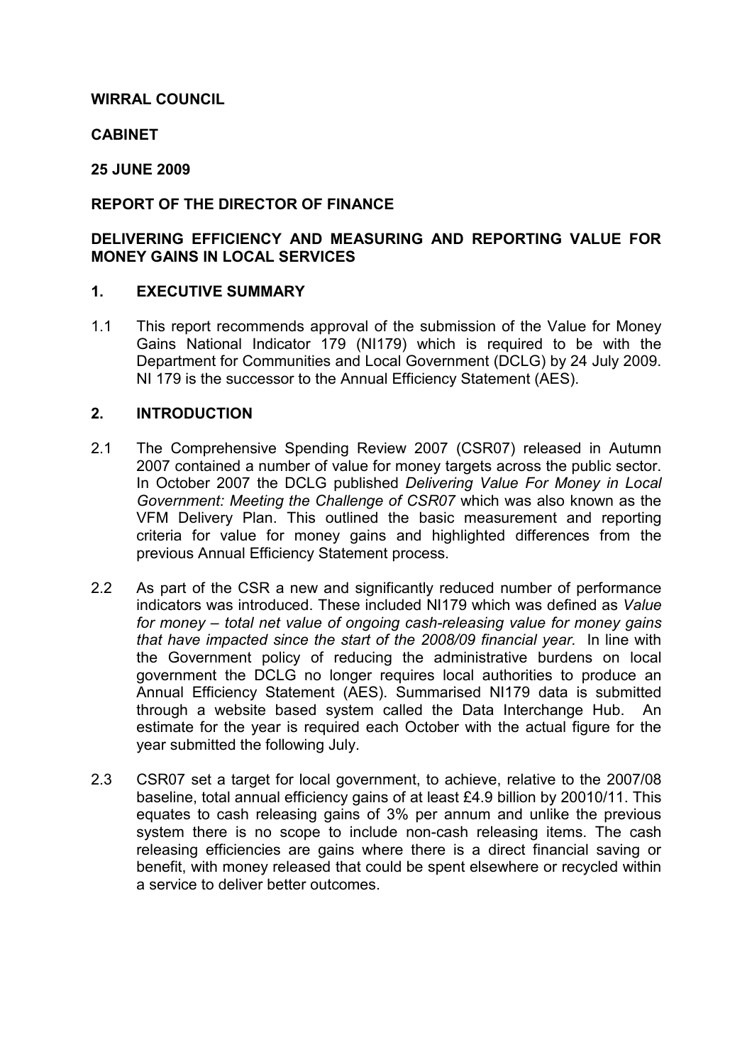**WIRRAL COUNCIL**

**CABINET**

**25 JUNE 2009**

**REPORT OF THE DIRECTOR OF FINANCE**

**DELIVERING EFFICIENCY AND MEASURING AND REPORTING VALUE FOR MONEY GAINS IN LOCAL SERVICES**

## 1. EXECUTIVE SUMMARY

1.1 This report recommends approval of the submission of the Value for Money Gains National Indicator 179 (NI179) which is required to be with the Department for Communities and Local Government (DCLG) by 24 July 2009. NI 179 is the successor to the Annual Efficiency Statement (AES).

## 2. INTRODUCTION

2.1 The Comprehensive Spending Review 2007 (CSR07) released in Autumn 2007 contained a number of value for money targets across the public sector. In October 2007 the DCLG published *Delivering Value For Money in Local Government: Meeting the Challenge of CSR07* which was also known as the VFM Delivery Plan. This outlined the basic measurement and reporting criteria for value for money gains and highlighted differences from the previous Annual Efficiency Statement process.

2.2 As part of the CSR a new and significantly reduced number of performance indicators was introduced. These included NI179 which was defined as *Value for money – total net value of ongoing cash-releasing value for money gains that have impacted since the start of the 2008/09 financial year.* In line with the Government policy of reducing the administrative burdens on local government the DCLG no longer requires local authorities to produce an Annual Efficiency Statement (AES). Summarised NI179 data is submitted through a website based system called the Data Interchange Hub. An estimate for the year is required each October with the actual figure for the year submitted the following July.

2.3 CSR07 set a target for local government, to achieve, relative to the 2007/08 baseline, total annual efficiency gains of at least £4.9 billion by 20010/11. This equates to cash releasing gains of 3% per annum and unlike the previous system there is no scope to include non-cash releasing items. The cash releasing efficiencies are gains where there is a direct financial saving or benefit, with money released that could be spent elsewhere or recycled within a service to deliver better outcomes.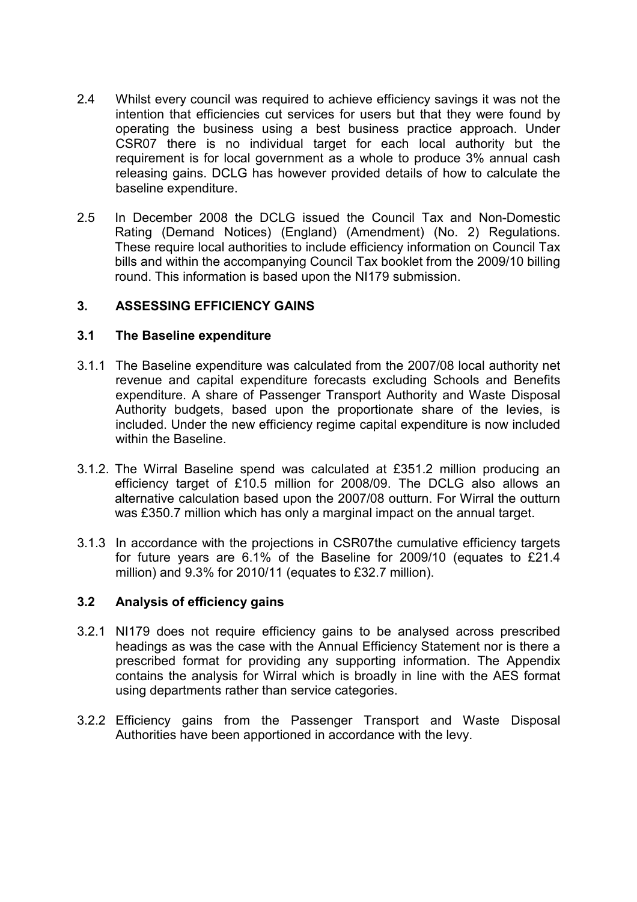2.4 Whilst every council was required to achieve efficiency savings it was not the intention that efficiencies cut services for users but that they were found by operating the business using a best business practice approach. Under CSR07 there is no individual target for each local authority but the requirement is for local government as a whole to produce 3% annual cash releasing gains. DCLG has however provided details of how to calculate the baseline expenditure.

2.5 In December 2008 the DCLG issued the Council Tax and Non-Domestic Rating (Demand Notices) (England) (Amendment) (No. 2) Regulations. These require local authorities to include efficiency information on Council Tax bills and within the accompanying Council Tax booklet from the 2009/10 billing round. This information is based upon the NI179 submission.

## 3. ASSESSING EFFICIENCY GAINS

### 3.1 The Baseline expenditure

3.1.1 The Baseline expenditure was calculated from the 2007/08 local authority net revenue and capital expenditure forecasts excluding Schools and Benefits expenditure. A share of Passenger Transport Authority and Waste Disposal Authority budgets, based upon the proportionate share of the levies, is included. Under the new efficiency regime capital expenditure is now included within the Baseline.

3.1.2. The Wirral Baseline spend was calculated at £351.2 million producing an efficiency target of £10.5 million for 2008/09. The DCLG also allows an alternative calculation based upon the 2007/08 outturn. For Wirral the outturn was £350.7 million which has only a marginal impact on the annual target.

3.1.3 In accordance with the projections in CSR07the cumulative efficiency targets for future years are 6.1% of the Baseline for 2009/10 (equates to £21.4 million) and 9.3% for 2010/11 (equates to £32.7 million).

### 3.2 Analysis of efficiency gains

3.2.1 NI179 does not require efficiency gains to be analysed across prescribed headings as was the case with the Annual Efficiency Statement nor is there a prescribed format for providing any supporting information. The Appendix contains the analysis for Wirral which is broadly in line with the AES format using departments rather than service categories.

3.2.2 Efficiency gains from the Passenger Transport and Waste Disposal Authorities have been apportioned in accordance with the levy.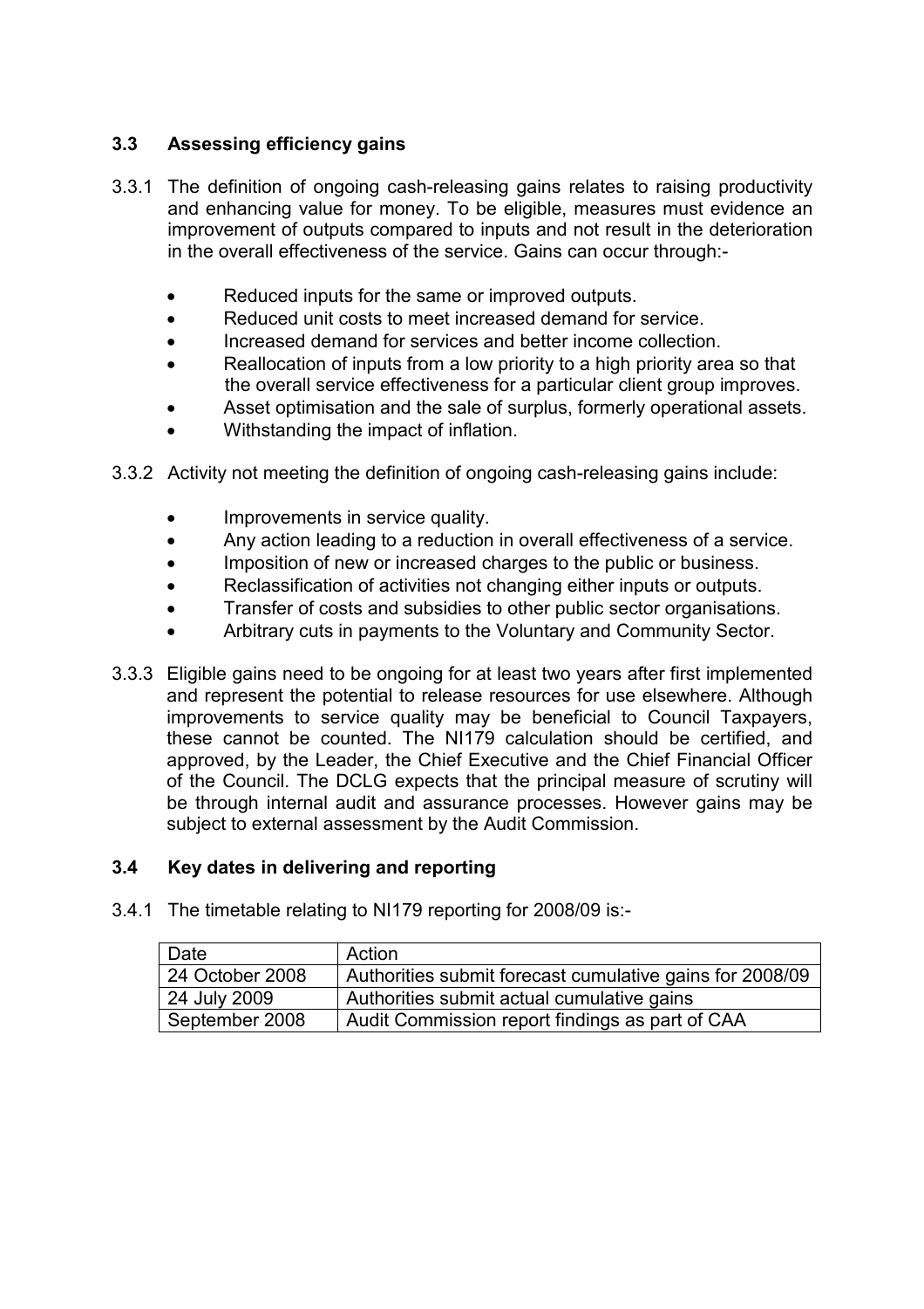### 3.3 Assessing efficiency gains

3.3.1 The definition of ongoing cash-releasing gains relates to raising productivity and enhancing value for money. To be eligible, measures must evidence an improvement of outputs compared to inputs and not result in the deterioration in the overall effectiveness of the service. Gains can occur through:-

- Reduced inputs for the same or improved outputs.
- Reduced unit costs to meet increased demand for service.
- Increased demand for services and better income collection.
- Reallocation of inputs from a low priority to a high priority area so that the overall service effectiveness for a particular client group improves.
- Asset optimisation and the sale of surplus, formerly operational assets.
- Withstanding the impact of inflation.

3.3.2 Activity not meeting the definition of ongoing cash-releasing gains include:

- Improvements in service quality.
- Any action leading to a reduction in overall effectiveness of a service.
- Imposition of new or increased charges to the public or business.
- Reclassification of activities not changing either inputs or outputs.
- Transfer of costs and subsidies to other public sector organisations.
- Arbitrary cuts in payments to the Voluntary and Community Sector.

3.3.3 Eligible gains need to be ongoing for at least two years after first implemented and represent the potential to release resources for use elsewhere. Although improvements to service quality may be beneficial to Council Taxpayers, these cannot be counted. The NI179 calculation should be certified, and approved, by the Leader, the Chief Executive and the Chief Financial Officer of the Council. The DCLG expects that the principal measure of scrutiny will be through internal audit and assurance processes. However gains may be subject to external assessment by the Audit Commission.

### 3.4 Key dates in delivering and reporting

3.4.1 The timetable relating to NI179 reporting for 2008/09 is:-

| Date | Action |
|---|---|
| 24 October 2008 | Authorities submit forecast cumulative gains for 2008/09 |
| 24 July 2009 | Authorities submit actual cumulative gains |
| September 2008 | Audit Commission report findings as part of CAA |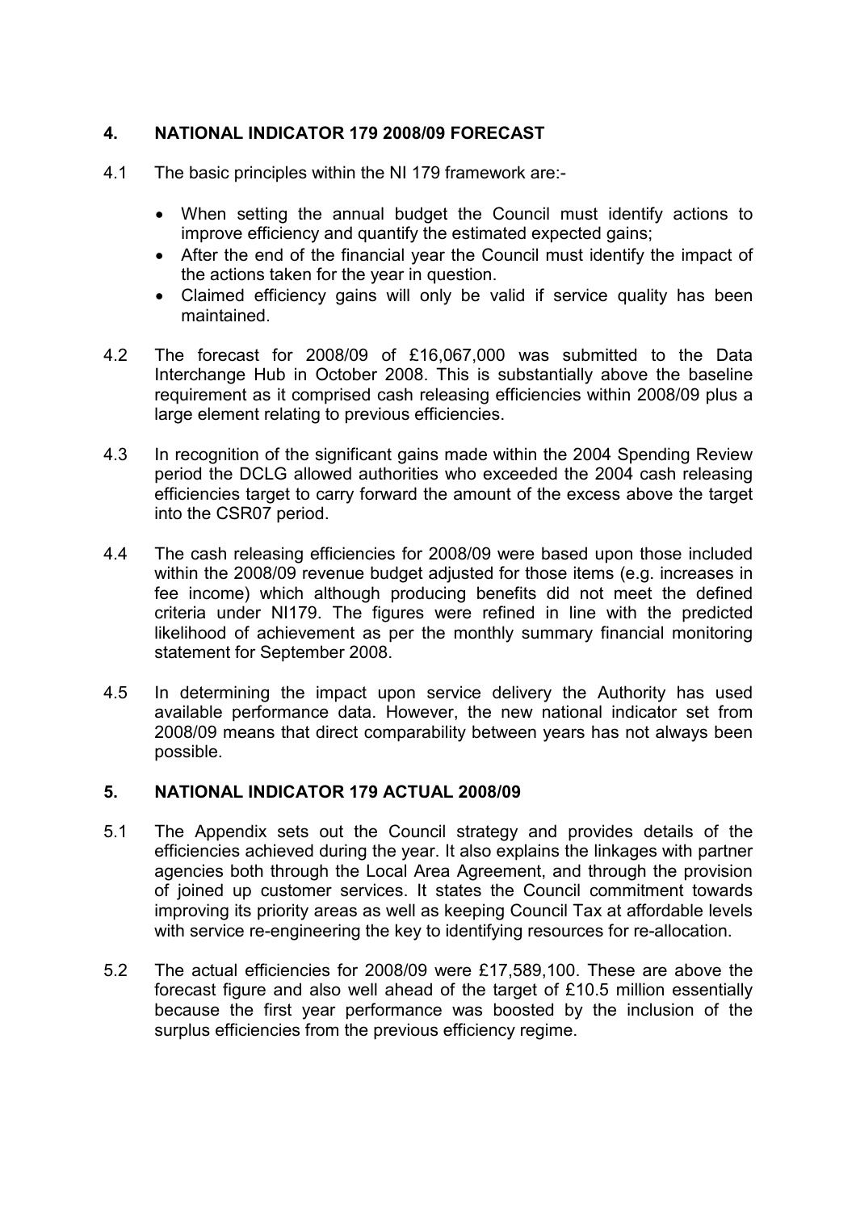## 4. NATIONAL INDICATOR 179 2008/09 FORECAST

4.1 The basic principles within the NI 179 framework are:-

- When setting the annual budget the Council must identify actions to improve efficiency and quantify the estimated expected gains;
- After the end of the financial year the Council must identify the impact of the actions taken for the year in question.
- Claimed efficiency gains will only be valid if service quality has been maintained.

4.2 The forecast for 2008/09 of £16,067,000 was submitted to the Data Interchange Hub in October 2008. This is substantially above the baseline requirement as it comprised cash releasing efficiencies within 2008/09 plus a large element relating to previous efficiencies.

4.3 In recognition of the significant gains made within the 2004 Spending Review period the DCLG allowed authorities who exceeded the 2004 cash releasing efficiencies target to carry forward the amount of the excess above the target into the CSR07 period.

4.4 The cash releasing efficiencies for 2008/09 were based upon those included within the 2008/09 revenue budget adjusted for those items (e.g. increases in fee income) which although producing benefits did not meet the defined criteria under NI179. The figures were refined in line with the predicted likelihood of achievement as per the monthly summary financial monitoring statement for September 2008.

4.5 In determining the impact upon service delivery the Authority has used available performance data. However, the new national indicator set from 2008/09 means that direct comparability between years has not always been possible.

## 5. NATIONAL INDICATOR 179 ACTUAL 2008/09

5.1 The Appendix sets out the Council strategy and provides details of the efficiencies achieved during the year. It also explains the linkages with partner agencies both through the Local Area Agreement, and through the provision of joined up customer services. It states the Council commitment towards improving its priority areas as well as keeping Council Tax at affordable levels with service re-engineering the key to identifying resources for re-allocation.

5.2 The actual efficiencies for 2008/09 were £17,589,100. These are above the forecast figure and also well ahead of the target of £10.5 million essentially because the first year performance was boosted by the inclusion of the surplus efficiencies from the previous efficiency regime.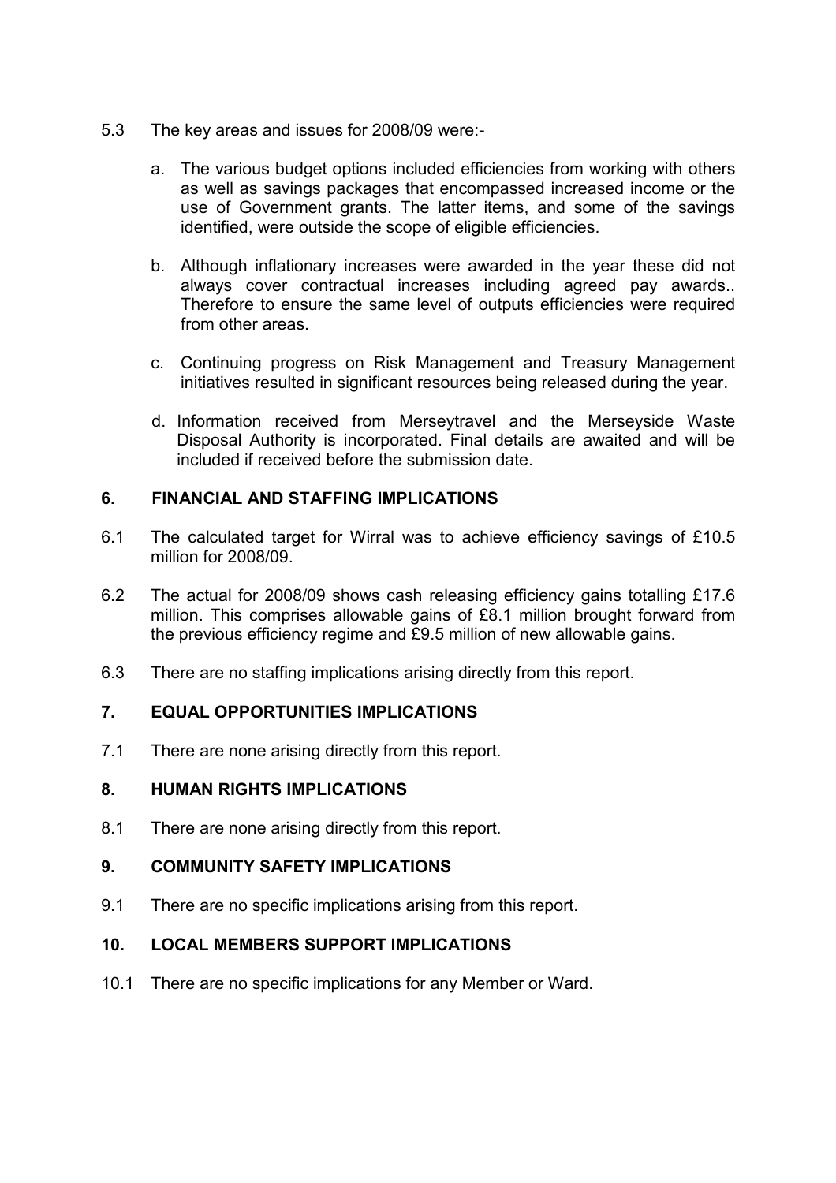5.3 The key areas and issues for 2008/09 were:-

a. The various budget options included efficiencies from working with others as well as savings packages that encompassed increased income or the use of Government grants. The latter items, and some of the savings identified, were outside the scope of eligible efficiencies.

b. Although inflationary increases were awarded in the year these did not always cover contractual increases including agreed pay awards.. Therefore to ensure the same level of outputs efficiencies were required from other areas.

c. Continuing progress on Risk Management and Treasury Management initiatives resulted in significant resources being released during the year.

d. Information received from Merseytravel and the Merseyside Waste Disposal Authority is incorporated. Final details are awaited and will be included if received before the submission date.

## 6. FINANCIAL AND STAFFING IMPLICATIONS

6.1 The calculated target for Wirral was to achieve efficiency savings of £10.5 million for 2008/09.

6.2 The actual for 2008/09 shows cash releasing efficiency gains totalling £17.6 million. This comprises allowable gains of £8.1 million brought forward from the previous efficiency regime and £9.5 million of new allowable gains.

6.3 There are no staffing implications arising directly from this report.

## 7. EQUAL OPPORTUNITIES IMPLICATIONS

7.1 There are none arising directly from this report.

## 8. HUMAN RIGHTS IMPLICATIONS

8.1 There are none arising directly from this report.

## 9. COMMUNITY SAFETY IMPLICATIONS

9.1 There are no specific implications arising from this report.

## 10. LOCAL MEMBERS SUPPORT IMPLICATIONS

10.1 There are no specific implications for any Member or Ward.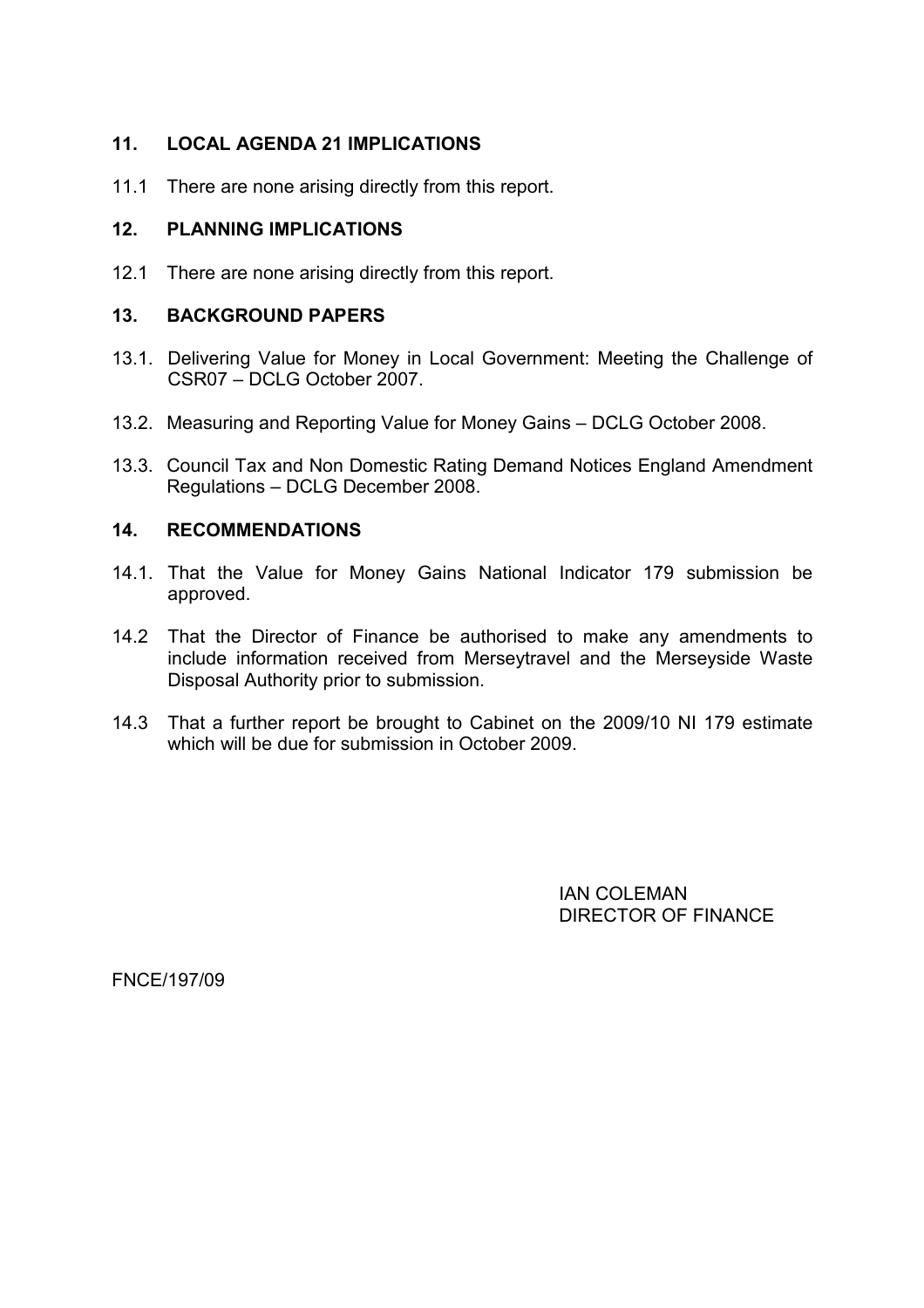## 11. LOCAL AGENDA 21 IMPLICATIONS

11.1 There are none arising directly from this report.

## 12. PLANNING IMPLICATIONS

12.1 There are none arising directly from this report.

## 13. BACKGROUND PAPERS

13.1. Delivering Value for Money in Local Government: Meeting the Challenge of CSR07 – DCLG October 2007.

13.2. Measuring and Reporting Value for Money Gains – DCLG October 2008.

13.3. Council Tax and Non Domestic Rating Demand Notices England Amendment Regulations – DCLG December 2008.

## 14. RECOMMENDATIONS

14.1. That the Value for Money Gains National Indicator 179 submission be approved.

14.2 That the Director of Finance be authorised to make any amendments to include information received from Merseytravel and the Merseyside Waste Disposal Authority prior to submission.

14.3 That a further report be brought to Cabinet on the 2009/10 NI 179 estimate which will be due for submission in October 2009.

IAN COLEMAN
DIRECTOR OF FINANCE

FNCE/197/09